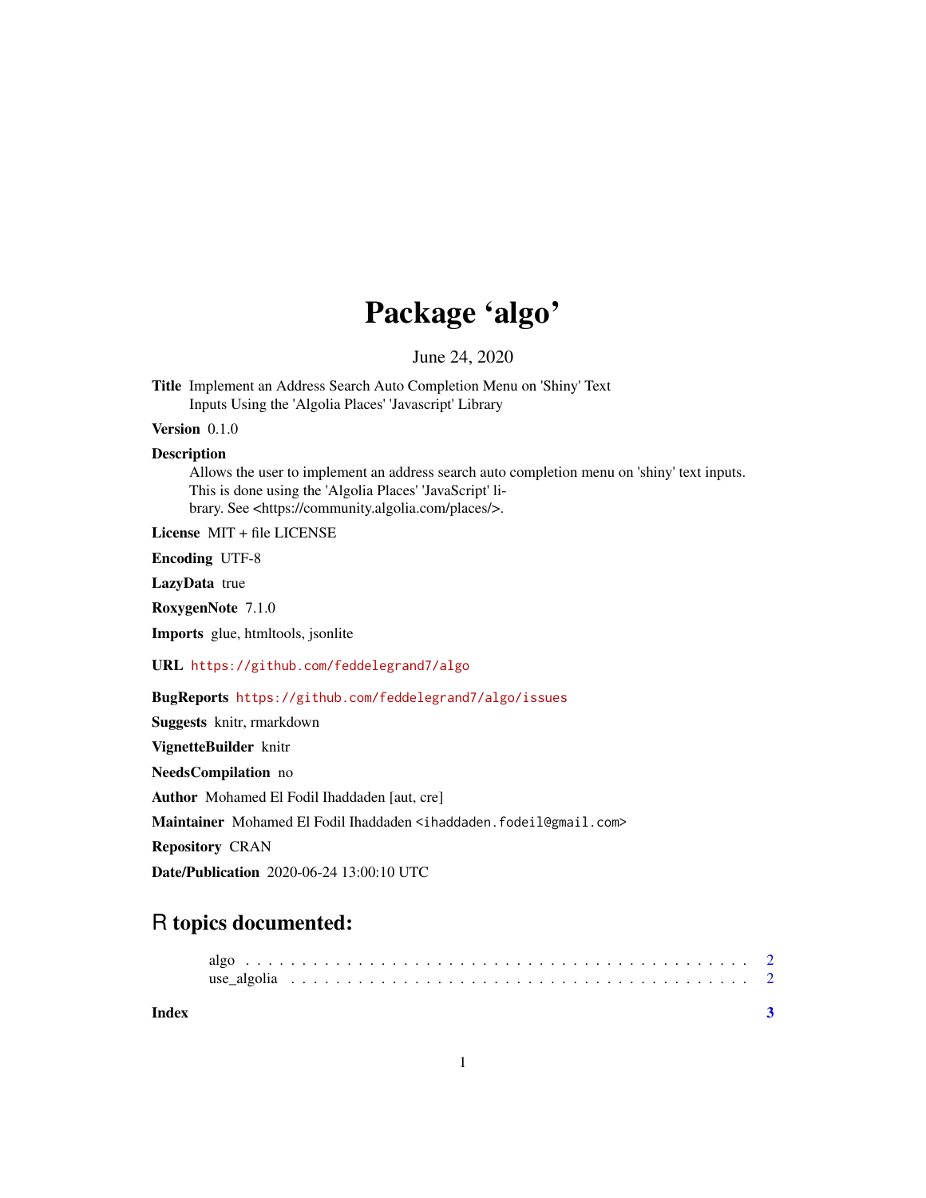# Package 'algo'

June 24, 2020

**Title** Implement an Address Search Auto Completion Menu on 'Shiny' Text Inputs Using the 'Algolia Places' 'Javascript' Library

**Version** 0.1.0

**Description**
Allows the user to implement an address search auto completion menu on 'shiny' text inputs. This is done using the 'Algolia Places' 'JavaScript' library. See <https://community.algolia.com/places/>.

**License** MIT + file LICENSE

**Encoding** UTF-8

**LazyData** true

**RoxygenNote** 7.1.0

**Imports** glue, htmltools, jsonlite

**URL** https://github.com/feddelegrand7/algo

**BugReports** https://github.com/feddelegrand7/algo/issues

**Suggests** knitr, rmarkdown

**VignetteBuilder** knitr

**NeedsCompilation** no

**Author** Mohamed El Fodil Ihaddaden [aut, cre]

**Maintainer** Mohamed El Fodil Ihaddaden <ihaddaden.fodeil@gmail.com>

**Repository** CRAN

**Date/Publication** 2020-06-24 13:00:10 UTC

## R topics documented:

- algo . . . . . . . . . . . . . . . . . . . . . . . . . . . . . . . . . . . . . . . . . . . 2
- use_algolia . . . . . . . . . . . . . . . . . . . . . . . . . . . . . . . . . . . . . . . 2

**Index** 3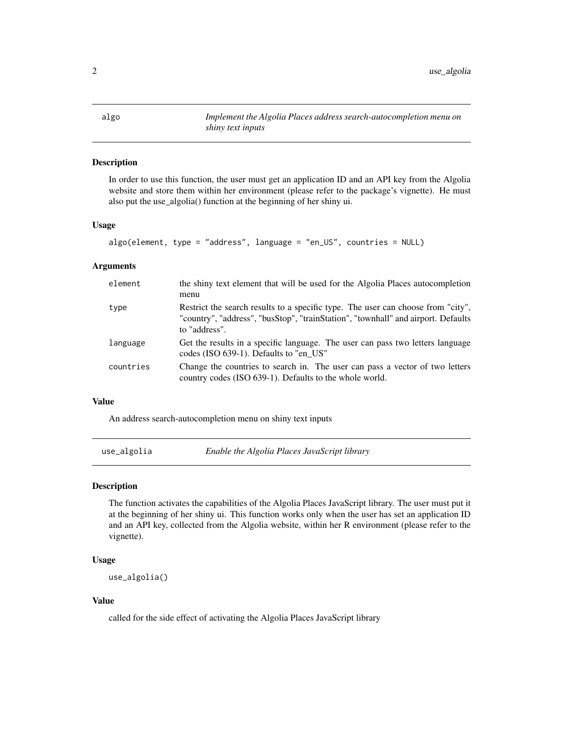## algo — *Implement the Algolia Places address search-autocompletion menu on shiny text inputs*

### Description

In order to use this function, the user must get an application ID and an API key from the Algolia website and store them within her environment (please refer to the package's vignette). He must also put the use_algolia() function at the beginning of her shiny ui.

### Usage

```
algo(element, type = "address", language = "en_US", countries = NULL)
```

### Arguments

| | |
|---|---|
| element | the shiny text element that will be used for the Algolia Places autocompletion menu |
| type | Restrict the search results to a specific type. The user can choose from "city", "country", "address", "busStop", "trainStation", "townhall" and airport. Defaults to "address". |
| language | Get the results in a specific language. The user can pass two letters language codes (ISO 639-1). Defaults to "en_US" |
| countries | Change the countries to search in. The user can pass a vector of two letters country codes (ISO 639-1). Defaults to the whole world. |

### Value

An address search-autocompletion menu on shiny text inputs

## use_algolia — *Enable the Algolia Places JavaScript library*

### Description

The function activates the capabilities of the Algolia Places JavaScript library. The user must put it at the beginning of her shiny ui. This function works only when the user has set an application ID and an API key, collected from the Algolia website, within her R environment (please refer to the vignette).

### Usage

```
use_algolia()
```

### Value

called for the side effect of activating the Algolia Places JavaScript library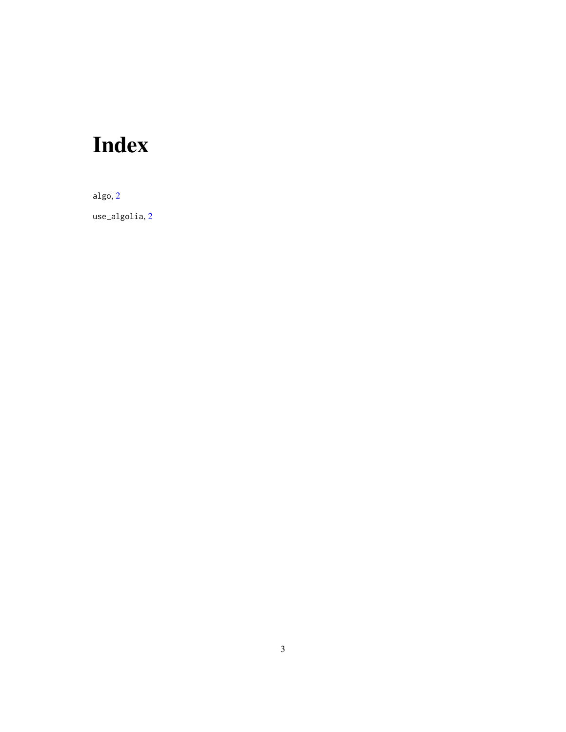# Index

algo, 2

use_algolia, 2